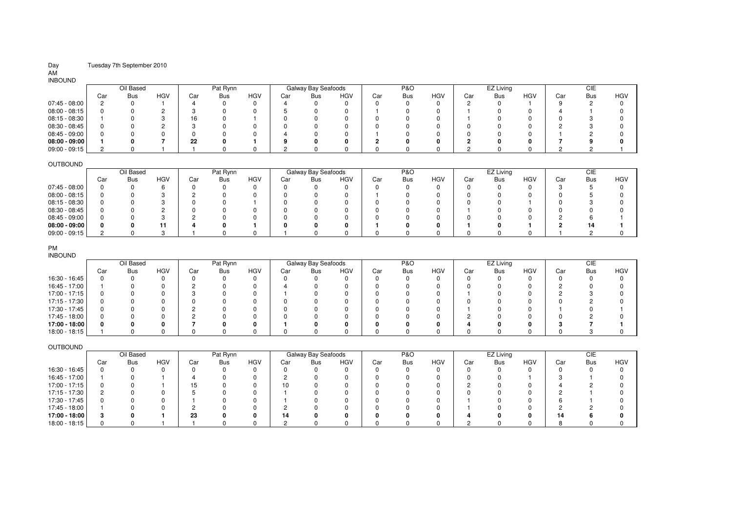Day Tuesday 7th September 2010

AM

INBOUND

| | Oil Based | | | Pat Rynn | | | Galway Bay Seafoods | | | P&O | | | EZ Living | | | CIE | | |
|---|---|---|---|---|---|---|---|---|---|---|---|---|---|---|---|---|---|---|
| | Car | Bus | HGV | Car | Bus | HGV | Car | Bus | HGV | Car | Bus | HGV | Car | Bus | HGV | Car | Bus | HGV |
| 07:45 - 08:00 | 2 | 0 | 1 | 4 | 0 | 0 | 4 | 0 | 0 | 0 | 0 | 0 | 2 | 0 | 1 | 9 | 2 | 0 |
| 08:00 - 08:15 | 0 | 0 | 2 | 3 | 0 | 0 | 5 | 0 | 0 | 1 | 0 | 0 | 1 | 0 | 0 | 4 | 1 | 0 |
| 08:15 - 08:30 | 1 | 0 | 3 | 16 | 0 | 1 | 0 | 0 | 0 | 0 | 0 | 0 | 1 | 0 | 0 | 0 | 3 | 0 |
| 08:30 - 08:45 | 0 | 0 | 2 | 3 | 0 | 0 | 0 | 0 | 0 | 0 | 0 | 0 | 0 | 0 | 0 | 2 | 3 | 0 |
| 08:45 - 09:00 | 0 | 0 | 0 | 0 | 0 | 0 | 4 | 0 | 0 | 1 | 0 | 0 | 0 | 0 | 0 | 1 | 2 | 0 |
| **08:00 - 09:00** | **1** | **0** | **7** | **22** | **0** | **1** | **9** | **0** | **0** | **2** | **0** | **0** | **2** | **0** | **0** | **7** | **9** | **0** |
| 09:00 - 09:15 | 2 | 0 | 1 | 1 | 0 | 0 | 2 | 0 | 0 | 0 | 0 | 0 | 2 | 0 | 0 | 2 | 2 | 1 |

OUTBOUND

| | Oil Based | | | Pat Rynn | | | Galway Bay Seafoods | | | P&O | | | EZ Living | | | CIE | | |
|---|---|---|---|---|---|---|---|---|---|---|---|---|---|---|---|---|---|---|
| | Car | Bus | HGV | Car | Bus | HGV | Car | Bus | HGV | Car | Bus | HGV | Car | Bus | HGV | Car | Bus | HGV |
| 07:45 - 08:00 | 0 | 0 | 6 | 0 | 0 | 0 | 0 | 0 | 0 | 0 | 0 | 0 | 0 | 0 | 0 | 3 | 5 | 0 |
| 08:00 - 08:15 | 0 | 0 | 3 | 2 | 0 | 0 | 0 | 0 | 0 | 1 | 0 | 0 | 0 | 0 | 0 | 0 | 5 | 0 |
| 08:15 - 08:30 | 0 | 0 | 3 | 0 | 0 | 1 | 0 | 0 | 0 | 0 | 0 | 0 | 0 | 0 | 1 | 0 | 3 | 0 |
| 08:30 - 08:45 | 0 | 0 | 2 | 0 | 0 | 0 | 0 | 0 | 0 | 0 | 0 | 0 | 1 | 0 | 0 | 0 | 0 | 0 |
| 08:45 - 09:00 | 0 | 0 | 3 | 2 | 0 | 0 | 0 | 0 | 0 | 0 | 0 | 0 | 0 | 0 | 0 | 2 | 6 | 1 |
| **08:00 - 09:00** | **0** | **0** | **11** | **4** | **0** | **1** | **0** | **0** | **0** | **1** | **0** | **0** | **1** | **0** | **1** | **2** | **14** | **1** |
| 09:00 - 09:15 | 2 | 0 | 3 | 1 | 0 | 0 | 1 | 0 | 0 | 0 | 0 | 0 | 0 | 0 | 0 | 1 | 2 | 0 |

PM

INBOUND

| | Oil Based | | | Pat Rynn | | | Galway Bay Seafoods | | | P&O | | | EZ Living | | | CIE | | |
|---|---|---|---|---|---|---|---|---|---|---|---|---|---|---|---|---|---|---|
| | Car | Bus | HGV | Car | Bus | HGV | Car | Bus | HGV | Car | Bus | HGV | Car | Bus | HGV | Car | Bus | HGV |
| 16:30 - 16:45 | 0 | 0 | 0 | 0 | 0 | 0 | 0 | 0 | 0 | 0 | 0 | 0 | 0 | 0 | 0 | 0 | 0 | 0 |
| 16:45 - 17:00 | 1 | 0 | 0 | 2 | 0 | 0 | 4 | 0 | 0 | 0 | 0 | 0 | 0 | 0 | 0 | 2 | 0 | 0 |
| 17:00 - 17:15 | 0 | 0 | 0 | 3 | 0 | 0 | 1 | 0 | 0 | 0 | 0 | 0 | 1 | 0 | 0 | 2 | 3 | 0 |
| 17:15 - 17:30 | 0 | 0 | 0 | 0 | 0 | 0 | 0 | 0 | 0 | 0 | 0 | 0 | 0 | 0 | 0 | 0 | 2 | 0 |
| 17:30 - 17:45 | 0 | 0 | 0 | 2 | 0 | 0 | 0 | 0 | 0 | 0 | 0 | 0 | 1 | 0 | 0 | 1 | 0 | 1 |
| 17:45 - 18:00 | 0 | 0 | 0 | 2 | 0 | 0 | 0 | 0 | 0 | 0 | 0 | 0 | 2 | 0 | 0 | 0 | 2 | 0 |
| **17:00 - 18:00** | **0** | **0** | **0** | **7** | **0** | **0** | **1** | **0** | **0** | **0** | **0** | **0** | **4** | **0** | **0** | **3** | **7** | **1** |
| 18:00 - 18:15 | 1 | 0 | 0 | 0 | 0 | 0 | 0 | 0 | 0 | 0 | 0 | 0 | 0 | 0 | 0 | 0 | 3 | 0 |

OUTBOUND

| | Oil Based | | | Pat Rynn | | | Galway Bay Seafoods | | | P&O | | | EZ Living | | | CIE | | |
|---|---|---|---|---|---|---|---|---|---|---|---|---|---|---|---|---|---|---|
| | Car | Bus | HGV | Car | Bus | HGV | Car | Bus | HGV | Car | Bus | HGV | Car | Bus | HGV | Car | Bus | HGV |
| 16:30 - 16:45 | 0 | 0 | 0 | 0 | 0 | 0 | 0 | 0 | 0 | 0 | 0 | 0 | 0 | 0 | 0 | 0 | 0 | 0 |
| 16:45 - 17:00 | 1 | 0 | 1 | 4 | 0 | 0 | 2 | 0 | 0 | 0 | 0 | 0 | 0 | 0 | 1 | 3 | 1 | 0 |
| 17:00 - 17:15 | 0 | 0 | 1 | 15 | 0 | 0 | 10 | 0 | 0 | 0 | 0 | 0 | 2 | 0 | 0 | 4 | 2 | 0 |
| 17:15 - 17:30 | 2 | 0 | 0 | 5 | 0 | 0 | 1 | 0 | 0 | 0 | 0 | 0 | 0 | 0 | 0 | 2 | 1 | 0 |
| 17:30 - 17:45 | 0 | 0 | 0 | 1 | 0 | 0 | 1 | 0 | 0 | 0 | 0 | 0 | 1 | 0 | 0 | 6 | 1 | 0 |
| 17:45 - 18:00 | 1 | 0 | 0 | 2 | 0 | 0 | 2 | 0 | 0 | 0 | 0 | 0 | 1 | 0 | 0 | 2 | 2 | 0 |
| **17:00 - 18:00** | **3** | **0** | **1** | **23** | **0** | **0** | **14** | **0** | **0** | **0** | **0** | **0** | **4** | **0** | **0** | **14** | **6** | **0** |
| 18:00 - 18:15 | 0 | 0 | 1 | 1 | 0 | 0 | 2 | 0 | 0 | 0 | 0 | 0 | 2 | 0 | 0 | 8 | 0 | 0 |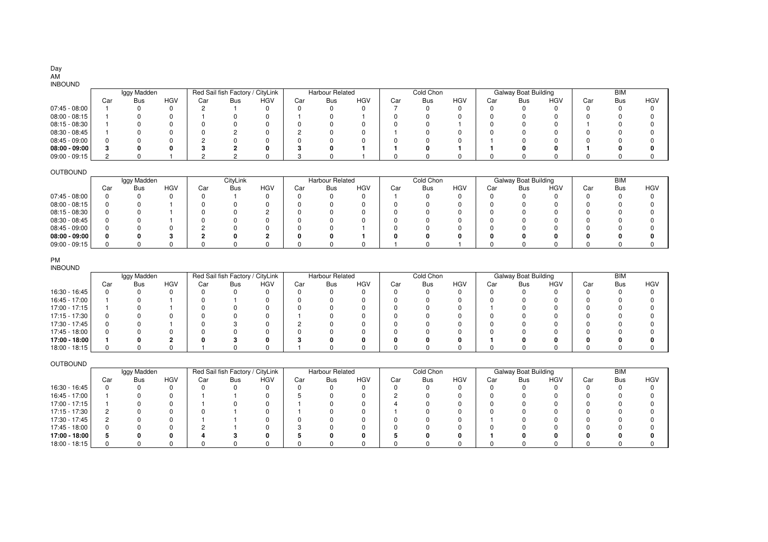Day

AM

INBOUND

| | Iggy Madden | | | Red Sail fish Factory / CityLink | | | Harbour Related | | | Cold Chon | | | Galway Boat Building | | | BIM | | |
|---|---|---|---|---|---|---|---|---|---|---|---|---|---|---|---|---|---|---|
| | Car | Bus | HGV | Car | Bus | HGV | Car | Bus | HGV | Car | Bus | HGV | Car | Bus | HGV | Car | Bus | HGV |
| 07:45 - 08:00 | 1 | 0 | 0 | 2 | 1 | 0 | 0 | 0 | 0 | 7 | 0 | 0 | 0 | 0 | 0 | 0 | 0 | 0 |
| 08:00 - 08:15 | 1 | 0 | 0 | 1 | 0 | 0 | 1 | 0 | 1 | 0 | 0 | 0 | 0 | 0 | 0 | 0 | 0 | 0 |
| 08:15 - 08:30 | 1 | 0 | 0 | 0 | 0 | 0 | 0 | 0 | 0 | 0 | 0 | 1 | 0 | 0 | 0 | 1 | 0 | 0 |
| 08:30 - 08:45 | 1 | 0 | 0 | 0 | 2 | 0 | 2 | 0 | 0 | 1 | 0 | 0 | 0 | 0 | 0 | 0 | 0 | 0 |
| 08:45 - 09:00 | 0 | 0 | 0 | 2 | 0 | 0 | 0 | 0 | 0 | 0 | 0 | 0 | 1 | 0 | 0 | 0 | 0 | 0 |
| **08:00 - 09:00** | **3** | **0** | **0** | **3** | **2** | **0** | **3** | **0** | **1** | **1** | **0** | **1** | **1** | **0** | **0** | **1** | **0** | **0** |
| 09:00 - 09:15 | 2 | 0 | 1 | 2 | 2 | 0 | 3 | 0 | 1 | 0 | 0 | 0 | 0 | 0 | 0 | 0 | 0 | 0 |

OUTBOUND

| | Iggy Madden | | | CityLink | | | Harbour Related | | | Cold Chon | | | Galway Boat Building | | | BIM | | |
|---|---|---|---|---|---|---|---|---|---|---|---|---|---|---|---|---|---|---|
| | Car | Bus | HGV | Car | Bus | HGV | Car | Bus | HGV | Car | Bus | HGV | Car | Bus | HGV | Car | Bus | HGV |
| 07:45 - 08:00 | 0 | 0 | 0 | 0 | 1 | 0 | 0 | 0 | 0 | 1 | 0 | 0 | 0 | 0 | 0 | 0 | 0 | 0 |
| 08:00 - 08:15 | 0 | 0 | 1 | 0 | 0 | 0 | 0 | 0 | 0 | 0 | 0 | 0 | 0 | 0 | 0 | 0 | 0 | 0 |
| 08:15 - 08:30 | 0 | 0 | 1 | 0 | 0 | 2 | 0 | 0 | 0 | 0 | 0 | 0 | 0 | 0 | 0 | 0 | 0 | 0 |
| 08:30 - 08:45 | 0 | 0 | 1 | 0 | 0 | 0 | 0 | 0 | 0 | 0 | 0 | 0 | 0 | 0 | 0 | 0 | 0 | 0 |
| 08:45 - 09:00 | 0 | 0 | 0 | 2 | 0 | 0 | 0 | 0 | 1 | 0 | 0 | 0 | 0 | 0 | 0 | 0 | 0 | 0 |
| **08:00 - 09:00** | **0** | **0** | **3** | **2** | **0** | **2** | **0** | **0** | **1** | **0** | **0** | **0** | **0** | **0** | **0** | **0** | **0** | **0** |
| 09:00 - 09:15 | 0 | 0 | 0 | 0 | 0 | 0 | 0 | 0 | 0 | 1 | 0 | 1 | 0 | 0 | 0 | 0 | 0 | 0 |

PM

INBOUND

| | Iggy Madden | | | Red Sail fish Factory / CityLink | | | Harbour Related | | | Cold Chon | | | Galway Boat Building | | | BIM | | |
|---|---|---|---|---|---|---|---|---|---|---|---|---|---|---|---|---|---|---|
| | Car | Bus | HGV | Car | Bus | HGV | Car | Bus | HGV | Car | Bus | HGV | Car | Bus | HGV | Car | Bus | HGV |
| 16:30 - 16:45 | 0 | 0 | 0 | 0 | 0 | 0 | 0 | 0 | 0 | 0 | 0 | 0 | 0 | 0 | 0 | 0 | 0 | 0 |
| 16:45 - 17:00 | 1 | 0 | 1 | 0 | 1 | 0 | 0 | 0 | 0 | 0 | 0 | 0 | 0 | 0 | 0 | 0 | 0 | 0 |
| 17:00 - 17:15 | 1 | 0 | 1 | 0 | 0 | 0 | 0 | 0 | 0 | 0 | 0 | 0 | 1 | 0 | 0 | 0 | 0 | 0 |
| 17:15 - 17:30 | 0 | 0 | 0 | 0 | 0 | 0 | 1 | 0 | 0 | 0 | 0 | 0 | 0 | 0 | 0 | 0 | 0 | 0 |
| 17:30 - 17:45 | 0 | 0 | 1 | 0 | 3 | 0 | 2 | 0 | 0 | 0 | 0 | 0 | 0 | 0 | 0 | 0 | 0 | 0 |
| 17:45 - 18:00 | 0 | 0 | 0 | 0 | 0 | 0 | 0 | 0 | 0 | 0 | 0 | 0 | 0 | 0 | 0 | 0 | 0 | 0 |
| **17:00 - 18:00** | **1** | **0** | **2** | **0** | **3** | **0** | **3** | **0** | **0** | **0** | **0** | **0** | **1** | **0** | **0** | **0** | **0** | **0** |
| 18:00 - 18:15 | 0 | 0 | 0 | 1 | 0 | 0 | 1 | 0 | 0 | 0 | 0 | 0 | 0 | 0 | 0 | 0 | 0 | 0 |

OUTBOUND

| | Iggy Madden | | | Red Sail fish Factory / CityLink | | | Harbour Related | | | Cold Chon | | | Galway Boat Building | | | BIM | | |
|---|---|---|---|---|---|---|---|---|---|---|---|---|---|---|---|---|---|---|
| | Car | Bus | HGV | Car | Bus | HGV | Car | Bus | HGV | Car | Bus | HGV | Car | Bus | HGV | Car | Bus | HGV |
| 16:30 - 16:45 | 0 | 0 | 0 | 0 | 0 | 0 | 0 | 0 | 0 | 0 | 0 | 0 | 0 | 0 | 0 | 0 | 0 | 0 |
| 16:45 - 17:00 | 1 | 0 | 0 | 1 | 1 | 0 | 5 | 0 | 0 | 2 | 0 | 0 | 0 | 0 | 0 | 0 | 0 | 0 |
| 17:00 - 17:15 | 1 | 0 | 0 | 1 | 0 | 0 | 1 | 0 | 0 | 4 | 0 | 0 | 0 | 0 | 0 | 0 | 0 | 0 |
| 17:15 - 17:30 | 2 | 0 | 0 | 0 | 1 | 0 | 1 | 0 | 0 | 1 | 0 | 0 | 0 | 0 | 0 | 0 | 0 | 0 |
| 17:30 - 17:45 | 2 | 0 | 0 | 1 | 1 | 0 | 0 | 0 | 0 | 0 | 0 | 0 | 1 | 0 | 0 | 0 | 0 | 0 |
| 17:45 - 18:00 | 0 | 0 | 0 | 2 | 1 | 0 | 3 | 0 | 0 | 0 | 0 | 0 | 0 | 0 | 0 | 0 | 0 | 0 |
| **17:00 - 18:00** | **5** | **0** | **0** | **4** | **3** | **0** | **5** | **0** | **0** | **5** | **0** | **0** | **1** | **0** | **0** | **0** | **0** | **0** |
| 18:00 - 18:15 | 0 | 0 | 0 | 0 | 0 | 0 | 0 | 0 | 0 | 0 | 0 | 0 | 0 | 0 | 0 | 0 | 0 | 0 |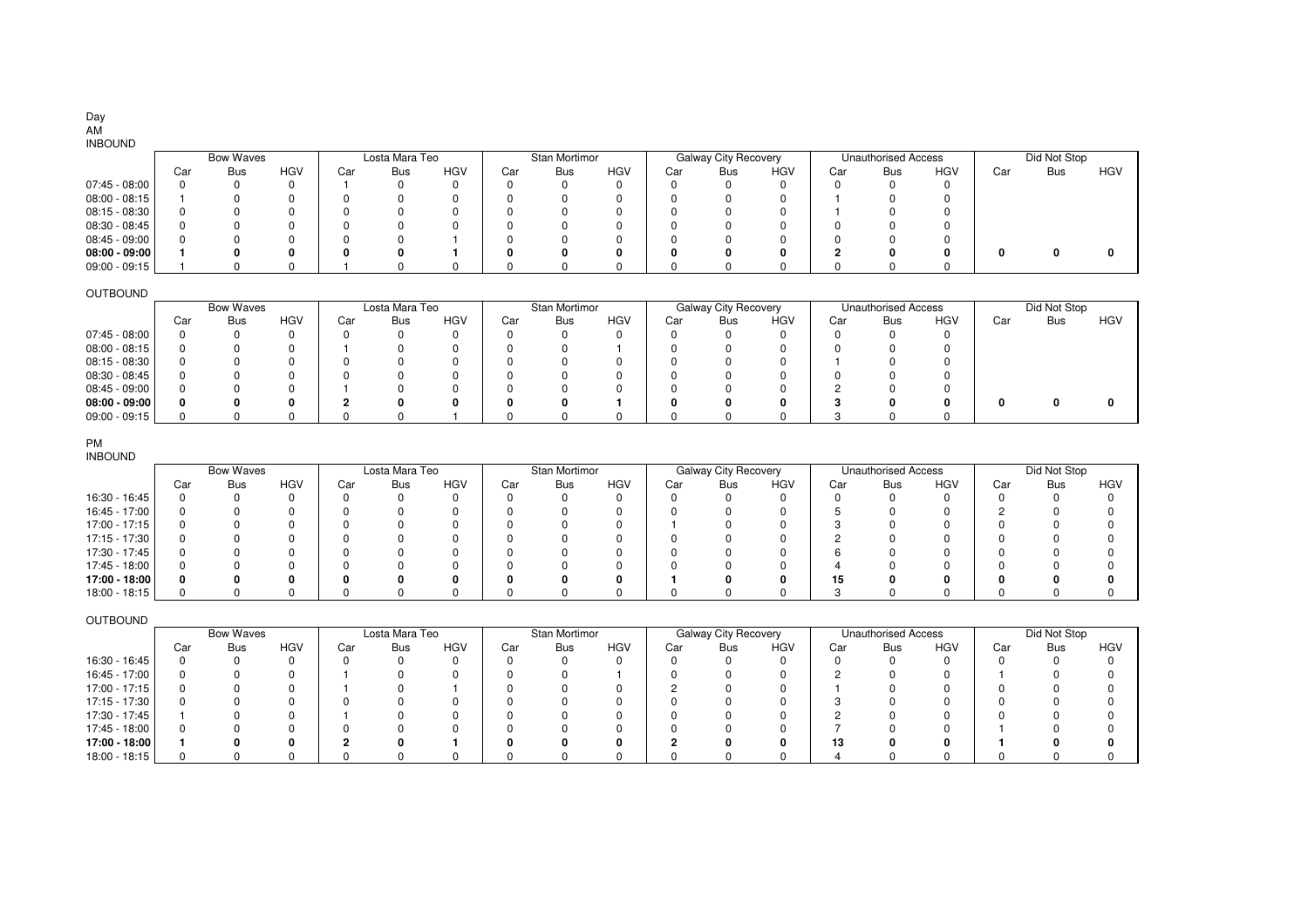Day

AM

INBOUND

| | Bow Waves | | | Losta Mara Teo | | | Stan Mortimor | | | Galway City Recovery | | | Unauthorised Access | | | Did Not Stop | | |
|---|---|---|---|---|---|---|---|---|---|---|---|---|---|---|---|---|---|---|
| | Car | Bus | HGV | Car | Bus | HGV | Car | Bus | HGV | Car | Bus | HGV | Car | Bus | HGV | Car | Bus | HGV |
| 07:45 - 08:00 | 0 | 0 | 0 | 1 | 0 | 0 | 0 | 0 | 0 | 0 | 0 | 0 | 0 | 0 | 0 | | | |
| 08:00 - 08:15 | 1 | 0 | 0 | 0 | 0 | 0 | 0 | 0 | 0 | 0 | 0 | 0 | 1 | 0 | 0 | | | |
| 08:15 - 08:30 | 0 | 0 | 0 | 0 | 0 | 0 | 0 | 0 | 0 | 0 | 0 | 0 | 1 | 0 | 0 | | | |
| 08:30 - 08:45 | 0 | 0 | 0 | 0 | 0 | 0 | 0 | 0 | 0 | 0 | 0 | 0 | 0 | 0 | 0 | | | |
| 08:45 - 09:00 | 0 | 0 | 0 | 0 | 0 | 1 | 0 | 0 | 0 | 0 | 0 | 0 | 0 | 0 | 0 | | | |
| **08:00 - 09:00** | **1** | **0** | **0** | **0** | **0** | **1** | **0** | **0** | **0** | **0** | **0** | **0** | **2** | **0** | **0** | **0** | **0** | **0** |
| 09:00 - 09:15 | 1 | 0 | 0 | 1 | 0 | 0 | 0 | 0 | 0 | 0 | 0 | 0 | 0 | 0 | 0 | | | |

OUTBOUND

| | Bow Waves | | | Losta Mara Teo | | | Stan Mortimor | | | Galway City Recovery | | | Unauthorised Access | | | Did Not Stop | | |
|---|---|---|---|---|---|---|---|---|---|---|---|---|---|---|---|---|---|---|
| | Car | Bus | HGV | Car | Bus | HGV | Car | Bus | HGV | Car | Bus | HGV | Car | Bus | HGV | Car | Bus | HGV |
| 07:45 - 08:00 | 0 | 0 | 0 | 0 | 0 | 0 | 0 | 0 | 0 | 0 | 0 | 0 | 0 | 0 | 0 | | | |
| 08:00 - 08:15 | 0 | 0 | 0 | 1 | 0 | 0 | 0 | 0 | 1 | 0 | 0 | 0 | 0 | 0 | 0 | | | |
| 08:15 - 08:30 | 0 | 0 | 0 | 0 | 0 | 0 | 0 | 0 | 0 | 0 | 0 | 0 | 1 | 0 | 0 | | | |
| 08:30 - 08:45 | 0 | 0 | 0 | 0 | 0 | 0 | 0 | 0 | 0 | 0 | 0 | 0 | 0 | 0 | 0 | | | |
| 08:45 - 09:00 | 0 | 0 | 0 | 1 | 0 | 0 | 0 | 0 | 0 | 0 | 0 | 0 | 2 | 0 | 0 | | | |
| **08:00 - 09:00** | **0** | **0** | **0** | **2** | **0** | **0** | **0** | **0** | **1** | **0** | **0** | **0** | **3** | **0** | **0** | **0** | **0** | **0** |
| 09:00 - 09:15 | 0 | 0 | 0 | 0 | 0 | 1 | 0 | 0 | 0 | 0 | 0 | 0 | 3 | 0 | 0 | | | |

PM

INBOUND

| | Bow Waves | | | Losta Mara Teo | | | Stan Mortimor | | | Galway City Recovery | | | Unauthorised Access | | | Did Not Stop | | |
|---|---|---|---|---|---|---|---|---|---|---|---|---|---|---|---|---|---|---|
| | Car | Bus | HGV | Car | Bus | HGV | Car | Bus | HGV | Car | Bus | HGV | Car | Bus | HGV | Car | Bus | HGV |
| 16:30 - 16:45 | 0 | 0 | 0 | 0 | 0 | 0 | 0 | 0 | 0 | 0 | 0 | 0 | 0 | 0 | 0 | 0 | 0 | 0 |
| 16:45 - 17:00 | 0 | 0 | 0 | 0 | 0 | 0 | 0 | 0 | 0 | 0 | 0 | 0 | 5 | 0 | 0 | 2 | 0 | 0 |
| 17:00 - 17:15 | 0 | 0 | 0 | 0 | 0 | 0 | 0 | 0 | 0 | 1 | 0 | 0 | 3 | 0 | 0 | 0 | 0 | 0 |
| 17:15 - 17:30 | 0 | 0 | 0 | 0 | 0 | 0 | 0 | 0 | 0 | 0 | 0 | 0 | 2 | 0 | 0 | 0 | 0 | 0 |
| 17:30 - 17:45 | 0 | 0 | 0 | 0 | 0 | 0 | 0 | 0 | 0 | 0 | 0 | 0 | 6 | 0 | 0 | 0 | 0 | 0 |
| 17:45 - 18:00 | 0 | 0 | 0 | 0 | 0 | 0 | 0 | 0 | 0 | 0 | 0 | 0 | 4 | 0 | 0 | 0 | 0 | 0 |
| **17:00 - 18:00** | **0** | **0** | **0** | **0** | **0** | **0** | **0** | **0** | **0** | **1** | **0** | **0** | **15** | **0** | **0** | **0** | **0** | **0** |
| 18:00 - 18:15 | 0 | 0 | 0 | 0 | 0 | 0 | 0 | 0 | 0 | 0 | 0 | 0 | 3 | 0 | 0 | 0 | 0 | 0 |

OUTBOUND

| | Bow Waves | | | Losta Mara Teo | | | Stan Mortimor | | | Galway City Recovery | | | Unauthorised Access | | | Did Not Stop | | |
|---|---|---|---|---|---|---|---|---|---|---|---|---|---|---|---|---|---|---|
| | Car | Bus | HGV | Car | Bus | HGV | Car | Bus | HGV | Car | Bus | HGV | Car | Bus | HGV | Car | Bus | HGV |
| 16:30 - 16:45 | 0 | 0 | 0 | 0 | 0 | 0 | 0 | 0 | 0 | 0 | 0 | 0 | 0 | 0 | 0 | 0 | 0 | 0 |
| 16:45 - 17:00 | 0 | 0 | 0 | 1 | 0 | 0 | 0 | 0 | 1 | 0 | 0 | 0 | 2 | 0 | 0 | 1 | 0 | 0 |
| 17:00 - 17:15 | 0 | 0 | 0 | 1 | 0 | 1 | 0 | 0 | 0 | 2 | 0 | 0 | 1 | 0 | 0 | 0 | 0 | 0 |
| 17:15 - 17:30 | 0 | 0 | 0 | 0 | 0 | 0 | 0 | 0 | 0 | 0 | 0 | 0 | 3 | 0 | 0 | 0 | 0 | 0 |
| 17:30 - 17:45 | 1 | 0 | 0 | 1 | 0 | 0 | 0 | 0 | 0 | 0 | 0 | 0 | 2 | 0 | 0 | 0 | 0 | 0 |
| 17:45 - 18:00 | 0 | 0 | 0 | 0 | 0 | 0 | 0 | 0 | 0 | 0 | 0 | 0 | 7 | 0 | 0 | 1 | 0 | 0 |
| **17:00 - 18:00** | **1** | **0** | **0** | **2** | **0** | **1** | **0** | **0** | **0** | **2** | **0** | **0** | **13** | **0** | **0** | **1** | **0** | **0** |
| 18:00 - 18:15 | 0 | 0 | 0 | 0 | 0 | 0 | 0 | 0 | 0 | 0 | 0 | 0 | 4 | 0 | 0 | 0 | 0 | 0 |